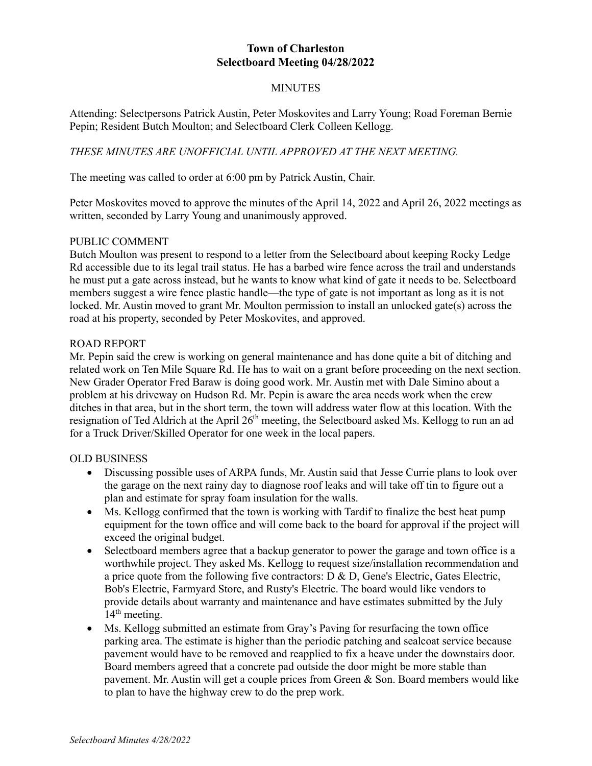# Town of Charleston
## Selectboard Meeting 04/28/2022

MINUTES

Attending: Selectpersons Patrick Austin, Peter Moskovites and Larry Young; Road Foreman Bernie Pepin; Resident Butch Moulton; and Selectboard Clerk Colleen Kellogg.

*THESE MINUTES ARE UNOFFICIAL UNTIL APPROVED AT THE NEXT MEETING.*

The meeting was called to order at 6:00 pm by Patrick Austin, Chair.

Peter Moskovites moved to approve the minutes of the April 14, 2022 and April 26, 2022 meetings as written, seconded by Larry Young and unanimously approved.

PUBLIC COMMENT

Butch Moulton was present to respond to a letter from the Selectboard about keeping Rocky Ledge Rd accessible due to its legal trail status. He has a barbed wire fence across the trail and understands he must put a gate across instead, but he wants to know what kind of gate it needs to be. Selectboard members suggest a wire fence plastic handle—the type of gate is not important as long as it is not locked. Mr. Austin moved to grant Mr. Moulton permission to install an unlocked gate(s) across the road at his property, seconded by Peter Moskovites, and approved.

ROAD REPORT

Mr. Pepin said the crew is working on general maintenance and has done quite a bit of ditching and related work on Ten Mile Square Rd. He has to wait on a grant before proceeding on the next section. New Grader Operator Fred Baraw is doing good work. Mr. Austin met with Dale Simino about a problem at his driveway on Hudson Rd. Mr. Pepin is aware the area needs work when the crew ditches in that area, but in the short term, the town will address water flow at this location. With the resignation of Ted Aldrich at the April 26th meeting, the Selectboard asked Ms. Kellogg to run an ad for a Truck Driver/Skilled Operator for one week in the local papers.

OLD BUSINESS

- Discussing possible uses of ARPA funds, Mr. Austin said that Jesse Currie plans to look over the garage on the next rainy day to diagnose roof leaks and will take off tin to figure out a plan and estimate for spray foam insulation for the walls.
- Ms. Kellogg confirmed that the town is working with Tardif to finalize the best heat pump equipment for the town office and will come back to the board for approval if the project will exceed the original budget.
- Selectboard members agree that a backup generator to power the garage and town office is a worthwhile project. They asked Ms. Kellogg to request size/installation recommendation and a price quote from the following five contractors: D & D, Gene's Electric, Gates Electric, Bob's Electric, Farmyard Store, and Rusty's Electric. The board would like vendors to provide details about warranty and maintenance and have estimates submitted by the July 14th meeting.
- Ms. Kellogg submitted an estimate from Gray's Paving for resurfacing the town office parking area. The estimate is higher than the periodic patching and sealcoat service because pavement would have to be removed and reapplied to fix a heave under the downstairs door. Board members agreed that a concrete pad outside the door might be more stable than pavement. Mr. Austin will get a couple prices from Green & Son. Board members would like to plan to have the highway crew to do the prep work.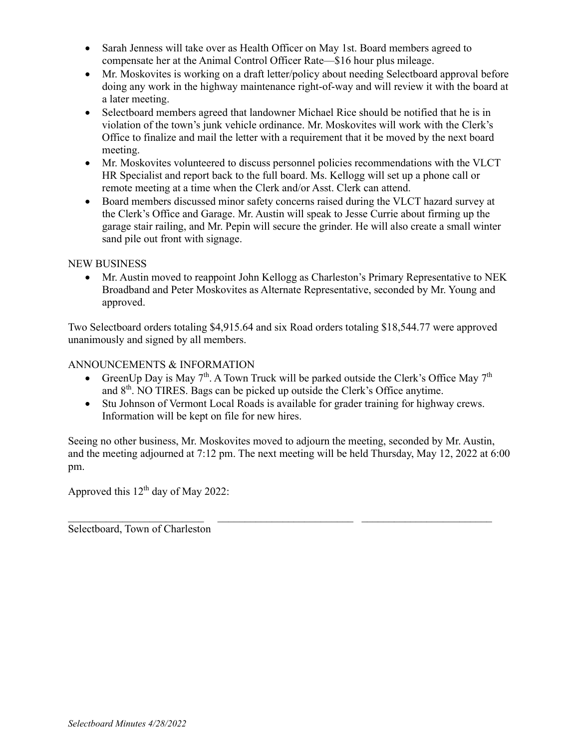- Sarah Jenness will take over as Health Officer on May 1st. Board members agreed to compensate her at the Animal Control Officer Rate—$16 hour plus mileage.
- Mr. Moskovites is working on a draft letter/policy about needing Selectboard approval before doing any work in the highway maintenance right-of-way and will review it with the board at a later meeting.
- Selectboard members agreed that landowner Michael Rice should be notified that he is in violation of the town's junk vehicle ordinance. Mr. Moskovites will work with the Clerk's Office to finalize and mail the letter with a requirement that it be moved by the next board meeting.
- Mr. Moskovites volunteered to discuss personnel policies recommendations with the VLCT HR Specialist and report back to the full board. Ms. Kellogg will set up a phone call or remote meeting at a time when the Clerk and/or Asst. Clerk can attend.
- Board members discussed minor safety concerns raised during the VLCT hazard survey at the Clerk's Office and Garage. Mr. Austin will speak to Jesse Currie about firming up the garage stair railing, and Mr. Pepin will secure the grinder. He will also create a small winter sand pile out front with signage.

NEW BUSINESS

- Mr. Austin moved to reappoint John Kellogg as Charleston's Primary Representative to NEK Broadband and Peter Moskovites as Alternate Representative, seconded by Mr. Young and approved.

Two Selectboard orders totaling $4,915.64 and six Road orders totaling $18,544.77 were approved unanimously and signed by all members.

ANNOUNCEMENTS & INFORMATION

- GreenUp Day is May 7th. A Town Truck will be parked outside the Clerk's Office May 7th and 8th. NO TIRES. Bags can be picked up outside the Clerk's Office anytime.
- Stu Johnson of Vermont Local Roads is available for grader training for highway crews. Information will be kept on file for new hires.

Seeing no other business, Mr. Moskovites moved to adjourn the meeting, seconded by Mr. Austin, and the meeting adjourned at 7:12 pm. The next meeting will be held Thursday, May 12, 2022 at 6:00 pm.

Approved this 12th day of May 2022:

_________________________ _________________________ _________________________

Selectboard, Town of Charleston